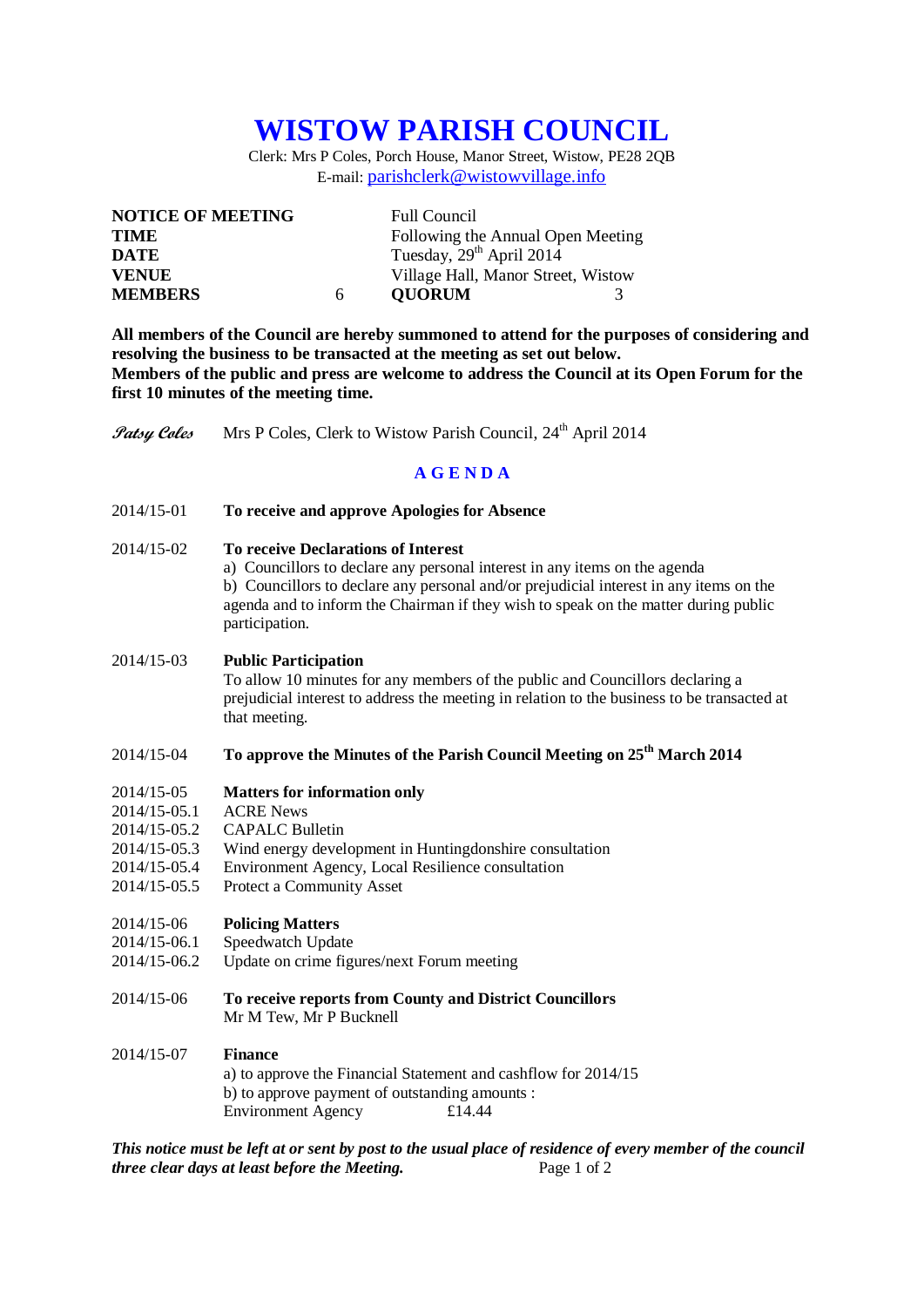# WISTOW PARISH COUNCIL

Clerk: Mrs P Coles, Porch House, Manor Street, Wistow, PE28 2QB
E-mail: parishclerk@wistowvillage.info

| | | | |
|---|---|---|---|
| **NOTICE OF MEETING** | | Full Council | |
| **TIME** | | Following the Annual Open Meeting | |
| **DATE** | | Tuesday, 29th April 2014 | |
| **VENUE** | | Village Hall, Manor Street, Wistow | |
| **MEMBERS** | 6 | **QUORUM** | 3 |

**All members of the Council are hereby summoned to attend for the purposes of considering and resolving the business to be transacted at the meeting as set out below.**
**Members of the public and press are welcome to address the Council at its Open Forum for the first 10 minutes of the meeting time.**

*Patsy Coles* Mrs P Coles, Clerk to Wistow Parish Council, 24th April 2014

## A G E N D A

2014/15-01 **To receive and approve Apologies for Absence**

2014/15-02 **To receive Declarations of Interest**
a) Councillors to declare any personal interest in any items on the agenda
b) Councillors to declare any personal and/or prejudicial interest in any items on the agenda and to inform the Chairman if they wish to speak on the matter during public participation.

2014/15-03 **Public Participation**
To allow 10 minutes for any members of the public and Councillors declaring a prejudicial interest to address the meeting in relation to the business to be transacted at that meeting.

2014/15-04 **To approve the Minutes of the Parish Council Meeting on 25th March 2014**

2014/15-05 **Matters for information only**
2014/15-05.1 ACRE News
2014/15-05.2 CAPALC Bulletin
2014/15-05.3 Wind energy development in Huntingdonshire consultation
2014/15-05.4 Environment Agency, Local Resilience consultation
2014/15-05.5 Protect a Community Asset

2014/15-06 **Policing Matters**
2014/15-06.1 Speedwatch Update
2014/15-06.2 Update on crime figures/next Forum meeting

2014/15-06 **To receive reports from County and District Councillors**
Mr M Tew, Mr P Bucknell

2014/15-07 **Finance**
a) to approve the Financial Statement and cashflow for 2014/15
b) to approve payment of outstanding amounts :
Environment Agency £14.44

***This notice must be left at or sent by post to the usual place of residence of every member of the council three clear days at least before the Meeting.***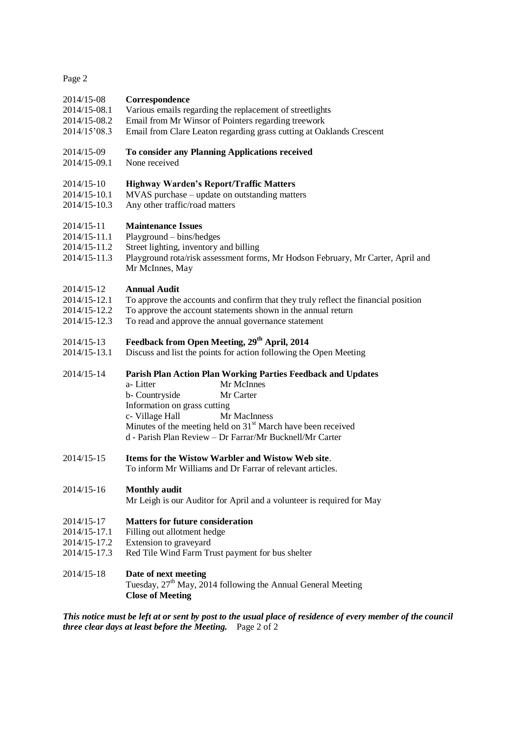| | |
|---|---|
| 2014/15-08 | **Correspondence** |
| 2014/15-08.1 | Various emails regarding the replacement of streetlights |
| 2014/15-08.2 | Email from Mr Winsor of Pointers regarding treework |
| 2014/15’08.3 | Email from Clare Leaton regarding grass cutting at Oaklands Crescent |
| 2014/15-09 | **To consider any Planning Applications received** |
| 2014/15-09.1 | None received |
| 2014/15-10 | **Highway Warden’s Report/Traffic Matters** |
| 2014/15-10.1 | MVAS purchase – update on outstanding matters |
| 2014/15-10.3 | Any other traffic/road matters |
| 2014/15-11 | **Maintenance Issues** |
| 2014/15-11.1 | Playground – bins/hedges |
| 2014/15-11.2 | Street lighting, inventory and billing |
| 2014/15-11.3 | Playground rota/risk assessment forms, Mr Hodson February, Mr Carter, April and Mr McInnes, May |
| 2014/15-12 | **Annual Audit** |
| 2014/15-12.1 | To approve the accounts and confirm that they truly reflect the financial position |
| 2014/15-12.2 | To approve the account statements shown in the annual return |
| 2014/15-12.3 | To read and approve the annual governance statement |
| 2014/15-13 | **Feedback from Open Meeting, 29th April, 2014** |
| 2014/15-13.1 | Discuss and list the points for action following the Open Meeting |
| 2014/15-14 | **Parish Plan Action Plan Working Parties Feedback and Updates**<br>a- Litter Mr McInnes<br>b- Countryside Mr Carter<br>Information on grass cutting<br>c- Village Hall Mr MacInness<br>Minutes of the meeting held on 31st March have been received<br>d - Parish Plan Review – Dr Farrar/Mr Bucknell/Mr Carter |
| 2014/15-15 | **Items for the Wistow Warbler and Wistow Web site**.<br>To inform Mr Williams and Dr Farrar of relevant articles. |
| 2014/15-16 | **Monthly audit**<br>Mr Leigh is our Auditor for April and a volunteer is required for May |
| 2014/15-17 | **Matters for future consideration** |
| 2014/15-17.1 | Filling out allotment hedge |
| 2014/15-17.2 | Extension to graveyard |
| 2014/15-17.3 | Red Tile Wind Farm Trust payment for bus shelter |
| 2014/15-18 | **Date of next meeting**<br>Tuesday, 27th May, 2014 following the Annual General Meeting<br>**Close of Meeting** |

***This notice must be left at or sent by post to the usual place of residence of every member of the council three clear days at least before the Meeting.***